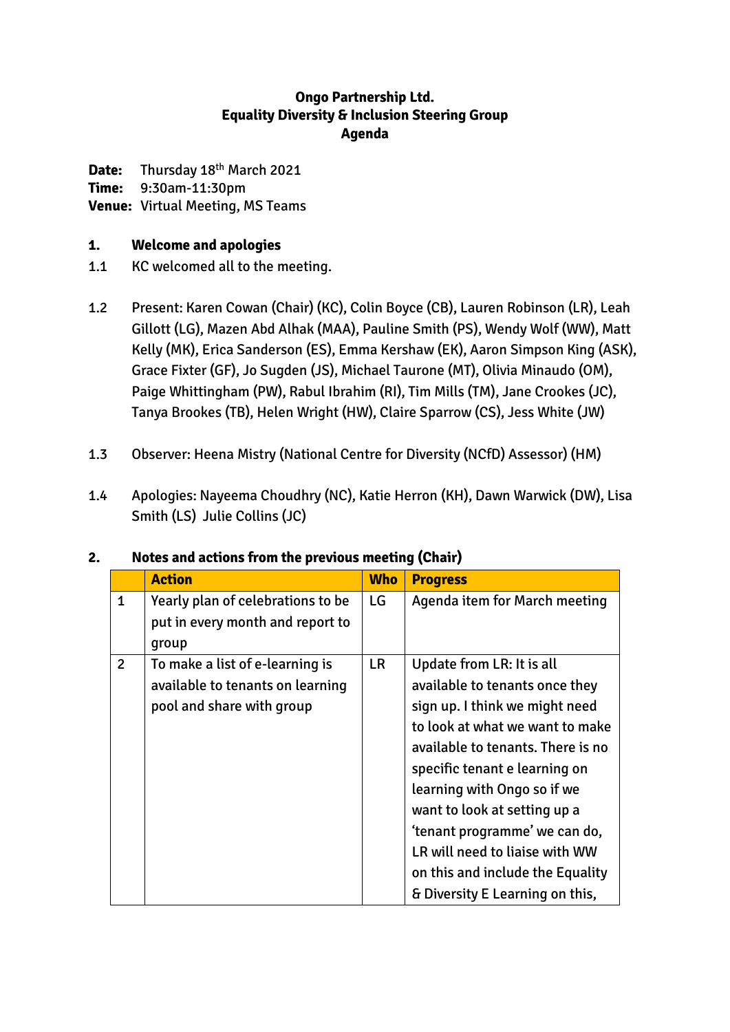**Ongo Partnership Ltd.**
**Equality Diversity & Inclusion Steering Group**
**Agenda**

**Date:** Thursday 18th March 2021
**Time:** 9:30am-11:30pm
**Venue:** Virtual Meeting, MS Teams

## 1. Welcome and apologies

1.1 KC welcomed all to the meeting.

1.2 Present: Karen Cowan (Chair) (KC), Colin Boyce (CB), Lauren Robinson (LR), Leah Gillott (LG), Mazen Abd Alhak (MAA), Pauline Smith (PS), Wendy Wolf (WW), Matt Kelly (MK), Erica Sanderson (ES), Emma Kershaw (EK), Aaron Simpson King (ASK), Grace Fixter (GF), Jo Sugden (JS), Michael Taurone (MT), Olivia Minaudo (OM), Paige Whittingham (PW), Rabul Ibrahim (RI), Tim Mills (TM), Jane Crookes (JC), Tanya Brookes (TB), Helen Wright (HW), Claire Sparrow (CS), Jess White (JW)

1.3 Observer: Heena Mistry (National Centre for Diversity (NCfD) Assessor) (HM)

1.4 Apologies: Nayeema Choudhry (NC), Katie Herron (KH), Dawn Warwick (DW), Lisa Smith (LS) Julie Collins (JC)

## 2. Notes and actions from the previous meeting (Chair)

| | Action | Who | Progress |
|---|---|---|---|
| 1 | Yearly plan of celebrations to be put in every month and report to group | LG | Agenda item for March meeting |
| 2 | To make a list of e-learning is available to tenants on learning pool and share with group | LR | Update from LR: It is all available to tenants once they sign up. I think we might need to look at what we want to make available to tenants. There is no specific tenant e learning on learning with Ongo so if we want to look at setting up a 'tenant programme' we can do, LR will need to liaise with WW on this and include the Equality & Diversity E Learning on this, |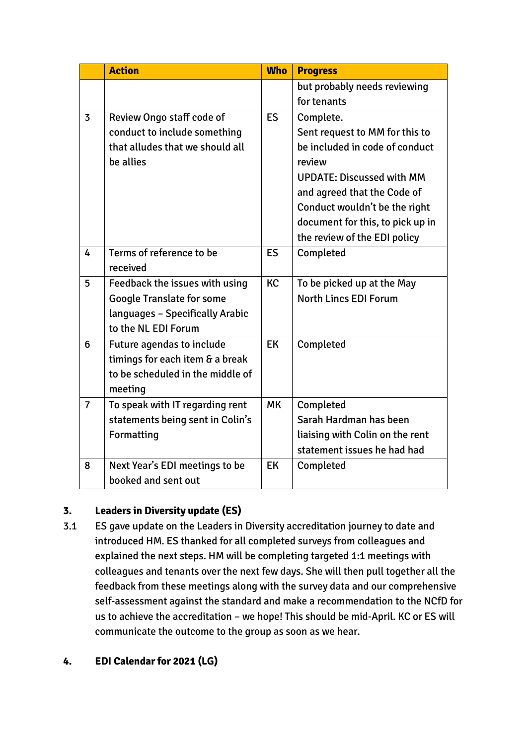| | Action | Who | Progress |
|---|---|---|---|
| | | | but probably needs reviewing for tenants |
| 3 | Review Ongo staff code of conduct to include something that alludes that we should all be allies | ES | Complete.<br>Sent request to MM for this to be included in code of conduct review<br>UPDATE: Discussed with MM and agreed that the Code of Conduct wouldn't be the right document for this, to pick up in the review of the EDI policy |
| 4 | Terms of reference to be received | ES | Completed |
| 5 | Feedback the issues with using Google Translate for some languages – Specifically Arabic to the NL EDI Forum | KC | To be picked up at the May North Lincs EDI Forum |
| 6 | Future agendas to include timings for each item & a break to be scheduled in the middle of meeting | EK | Completed |
| 7 | To speak with IT regarding rent statements being sent in Colin's Formatting | MK | Completed<br>Sarah Hardman has been liaising with Colin on the rent statement issues he had had |
| 8 | Next Year's EDI meetings to be booked and sent out | EK | Completed |

**3. Leaders in Diversity update (ES)**

3.1 ES gave update on the Leaders in Diversity accreditation journey to date and introduced HM. ES thanked for all completed surveys from colleagues and explained the next steps. HM will be completing targeted 1:1 meetings with colleagues and tenants over the next few days. She will then pull together all the feedback from these meetings along with the survey data and our comprehensive self-assessment against the standard and make a recommendation to the NCfD for us to achieve the accreditation – we hope! This should be mid-April. KC or ES will communicate the outcome to the group as soon as we hear.

**4. EDI Calendar for 2021 (LG)**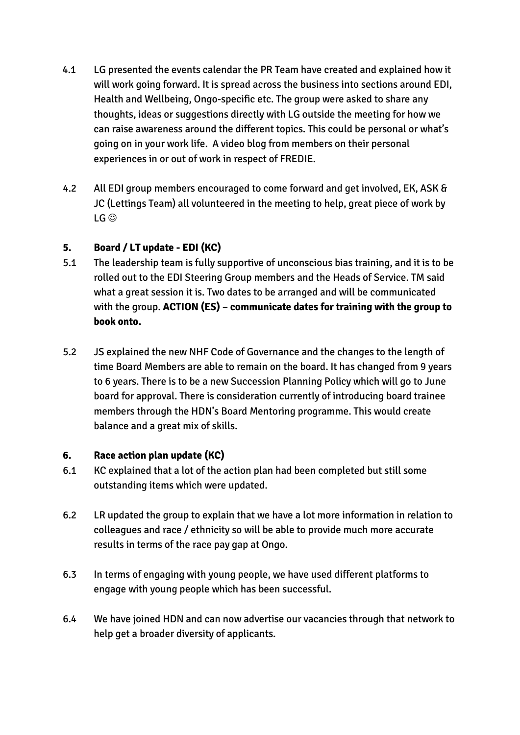4.1 LG presented the events calendar the PR Team have created and explained how it will work going forward. It is spread across the business into sections around EDI, Health and Wellbeing, Ongo-specific etc. The group were asked to share any thoughts, ideas or suggestions directly with LG outside the meeting for how we can raise awareness around the different topics. This could be personal or what's going on in your work life. A video blog from members on their personal experiences in or out of work in respect of FREDIE.

4.2 All EDI group members encouraged to come forward and get involved, EK, ASK & JC (Lettings Team) all volunteered in the meeting to help, great piece of work by LG ☺

**5. Board / LT update - EDI (KC)**

5.1 The leadership team is fully supportive of unconscious bias training, and it is to be rolled out to the EDI Steering Group members and the Heads of Service. TM said what a great session it is. Two dates to be arranged and will be communicated with the group. **ACTION (ES) – communicate dates for training with the group to book onto.**

5.2 JS explained the new NHF Code of Governance and the changes to the length of time Board Members are able to remain on the board. It has changed from 9 years to 6 years. There is to be a new Succession Planning Policy which will go to June board for approval. There is consideration currently of introducing board trainee members through the HDN's Board Mentoring programme. This would create balance and a great mix of skills.

**6. Race action plan update (KC)**

6.1 KC explained that a lot of the action plan had been completed but still some outstanding items which were updated.

6.2 LR updated the group to explain that we have a lot more information in relation to colleagues and race / ethnicity so will be able to provide much more accurate results in terms of the race pay gap at Ongo.

6.3 In terms of engaging with young people, we have used different platforms to engage with young people which has been successful.

6.4 We have joined HDN and can now advertise our vacancies through that network to help get a broader diversity of applicants.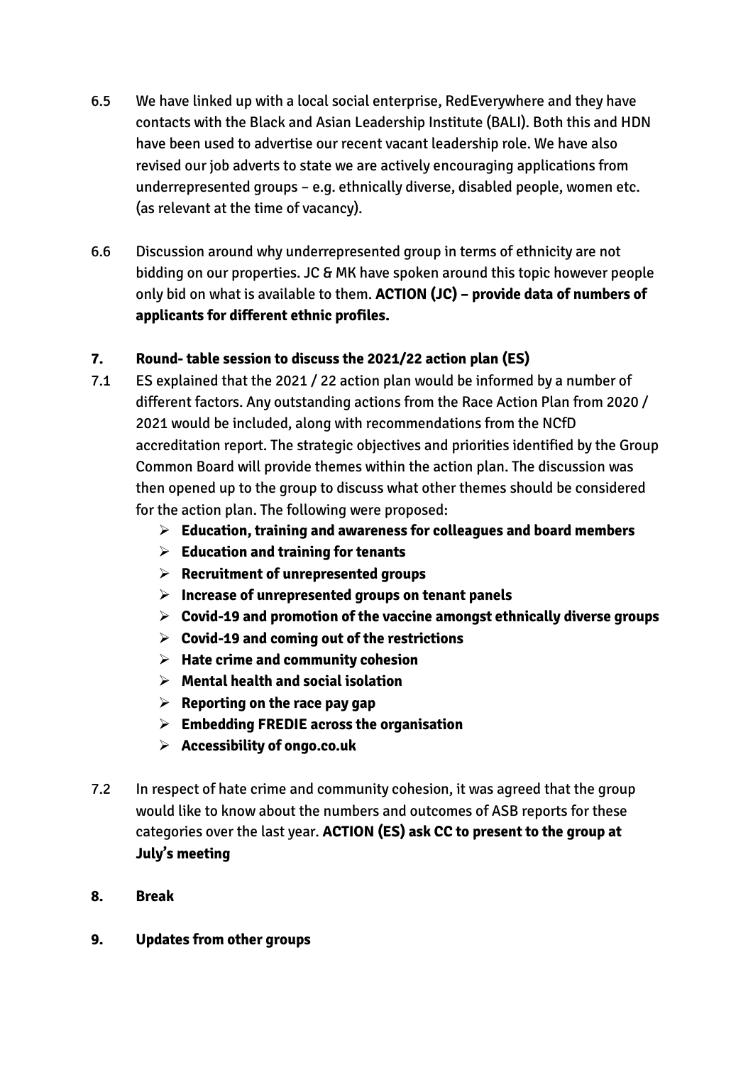6.5 We have linked up with a local social enterprise, RedEverywhere and they have contacts with the Black and Asian Leadership Institute (BALI). Both this and HDN have been used to advertise our recent vacant leadership role. We have also revised our job adverts to state we are actively encouraging applications from underrepresented groups – e.g. ethnically diverse, disabled people, women etc. (as relevant at the time of vacancy).

6.6 Discussion around why underrepresented group in terms of ethnicity are not bidding on our properties. JC & MK have spoken around this topic however people only bid on what is available to them. **ACTION (JC) – provide data of numbers of applicants for different ethnic profiles.**

**7. Round- table session to discuss the 2021/22 action plan (ES)**

7.1 ES explained that the 2021 / 22 action plan would be informed by a number of different factors. Any outstanding actions from the Race Action Plan from 2020 / 2021 would be included, along with recommendations from the NCfD accreditation report. The strategic objectives and priorities identified by the Group Common Board will provide themes within the action plan. The discussion was then opened up to the group to discuss what other themes should be considered for the action plan. The following were proposed:

- **Education, training and awareness for colleagues and board members**
- **Education and training for tenants**
- **Recruitment of unrepresented groups**
- **Increase of unrepresented groups on tenant panels**
- **Covid-19 and promotion of the vaccine amongst ethnically diverse groups**
- **Covid-19 and coming out of the restrictions**
- **Hate crime and community cohesion**
- **Mental health and social isolation**
- **Reporting on the race pay gap**
- **Embedding FREDIE across the organisation**
- **Accessibility of ongo.co.uk**

7.2 In respect of hate crime and community cohesion, it was agreed that the group would like to know about the numbers and outcomes of ASB reports for these categories over the last year. **ACTION (ES) ask CC to present to the group at July's meeting**

**8. Break**

**9. Updates from other groups**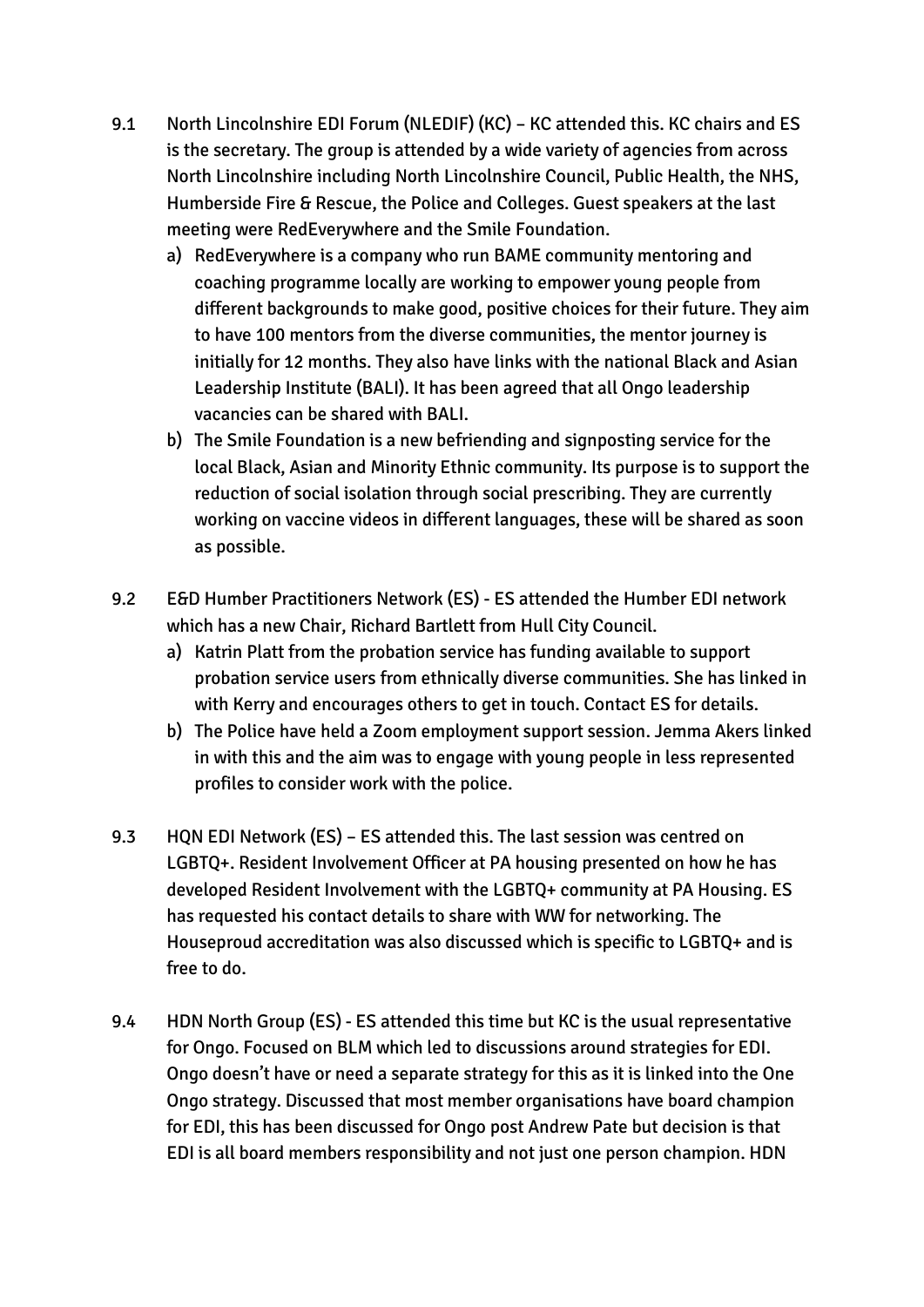9.1 North Lincolnshire EDI Forum (NLEDIF) (KC) – KC attended this. KC chairs and ES is the secretary. The group is attended by a wide variety of agencies from across North Lincolnshire including North Lincolnshire Council, Public Health, the NHS, Humberside Fire & Rescue, the Police and Colleges. Guest speakers at the last meeting were RedEverywhere and the Smile Foundation.

   a) RedEverywhere is a company who run BAME community mentoring and coaching programme locally are working to empower young people from different backgrounds to make good, positive choices for their future. They aim to have 100 mentors from the diverse communities, the mentor journey is initially for 12 months. They also have links with the national Black and Asian Leadership Institute (BALI). It has been agreed that all Ongo leadership vacancies can be shared with BALI.

   b) The Smile Foundation is a new befriending and signposting service for the local Black, Asian and Minority Ethnic community. Its purpose is to support the reduction of social isolation through social prescribing. They are currently working on vaccine videos in different languages, these will be shared as soon as possible.

9.2 E&D Humber Practitioners Network (ES) - ES attended the Humber EDI network which has a new Chair, Richard Bartlett from Hull City Council.

   a) Katrin Platt from the probation service has funding available to support probation service users from ethnically diverse communities. She has linked in with Kerry and encourages others to get in touch. Contact ES for details.

   b) The Police have held a Zoom employment support session. Jemma Akers linked in with this and the aim was to engage with young people in less represented profiles to consider work with the police.

9.3 HQN EDI Network (ES) – ES attended this. The last session was centred on LGBTQ+. Resident Involvement Officer at PA housing presented on how he has developed Resident Involvement with the LGBTQ+ community at PA Housing. ES has requested his contact details to share with WW for networking. The Houseproud accreditation was also discussed which is specific to LGBTQ+ and is free to do.

9.4 HDN North Group (ES) - ES attended this time but KC is the usual representative for Ongo. Focused on BLM which led to discussions around strategies for EDI. Ongo doesn't have or need a separate strategy for this as it is linked into the One Ongo strategy. Discussed that most member organisations have board champion for EDI, this has been discussed for Ongo post Andrew Pate but decision is that EDI is all board members responsibility and not just one person champion. HDN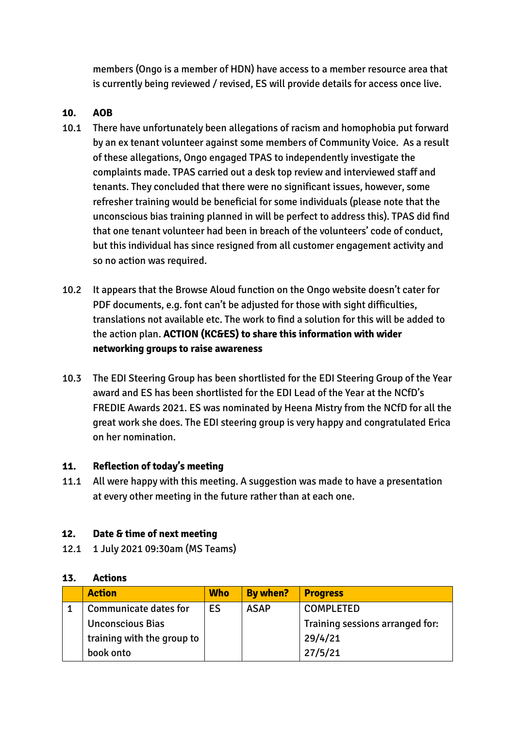members (Ongo is a member of HDN) have access to a member resource area that is currently being reviewed / revised, ES will provide details for access once live.

**10. AOB**

10.1 There have unfortunately been allegations of racism and homophobia put forward by an ex tenant volunteer against some members of Community Voice. As a result of these allegations, Ongo engaged TPAS to independently investigate the complaints made. TPAS carried out a desk top review and interviewed staff and tenants. They concluded that there were no significant issues, however, some refresher training would be beneficial for some individuals (please note that the unconscious bias training planned in will be perfect to address this). TPAS did find that one tenant volunteer had been in breach of the volunteers' code of conduct, but this individual has since resigned from all customer engagement activity and so no action was required.

10.2 It appears that the Browse Aloud function on the Ongo website doesn't cater for PDF documents, e.g. font can't be adjusted for those with sight difficulties, translations not available etc. The work to find a solution for this will be added to the action plan. **ACTION (KC&ES) to share this information with wider networking groups to raise awareness**

10.3 The EDI Steering Group has been shortlisted for the EDI Steering Group of the Year award and ES has been shortlisted for the EDI Lead of the Year at the NCfD's FREDIE Awards 2021. ES was nominated by Heena Mistry from the NCfD for all the great work she does. The EDI steering group is very happy and congratulated Erica on her nomination.

**11. Reflection of today's meeting**

11.1 All were happy with this meeting. A suggestion was made to have a presentation at every other meeting in the future rather than at each one.

**12. Date & time of next meeting**

12.1 1 July 2021 09:30am (MS Teams)

**13. Actions**

| | Action | Who | By when? | Progress |
|---|---|---|---|---|
| 1 | Communicate dates for Unconscious Bias training with the group to book onto | ES | ASAP | COMPLETED<br>Training sessions arranged for:<br>29/4/21<br>27/5/21 |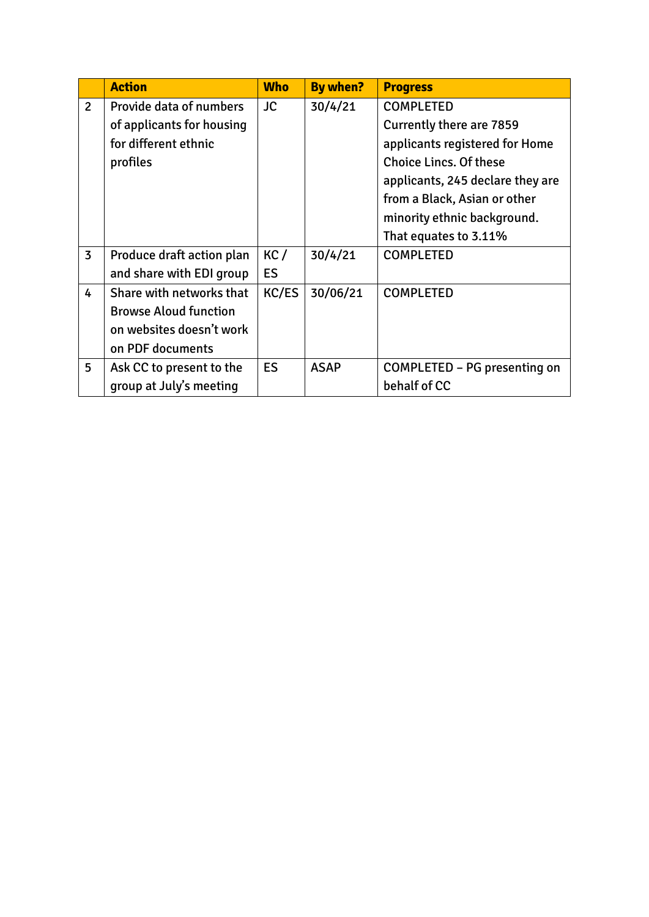| | Action | Who | By when? | Progress |
|---|---|---|---|---|
| 2 | Provide data of numbers of applicants for housing for different ethnic profiles | JC | 30/4/21 | COMPLETED Currently there are 7859 applicants registered for Home Choice Lincs. Of these applicants, 245 declare they are from a Black, Asian or other minority ethnic background. That equates to 3.11% |
| 3 | Produce draft action plan and share with EDI group | KC / ES | 30/4/21 | COMPLETED |
| 4 | Share with networks that Browse Aloud function on websites doesn't work on PDF documents | KC/ES | 30/06/21 | COMPLETED |
| 5 | Ask CC to present to the group at July's meeting | ES | ASAP | COMPLETED – PG presenting on behalf of CC |